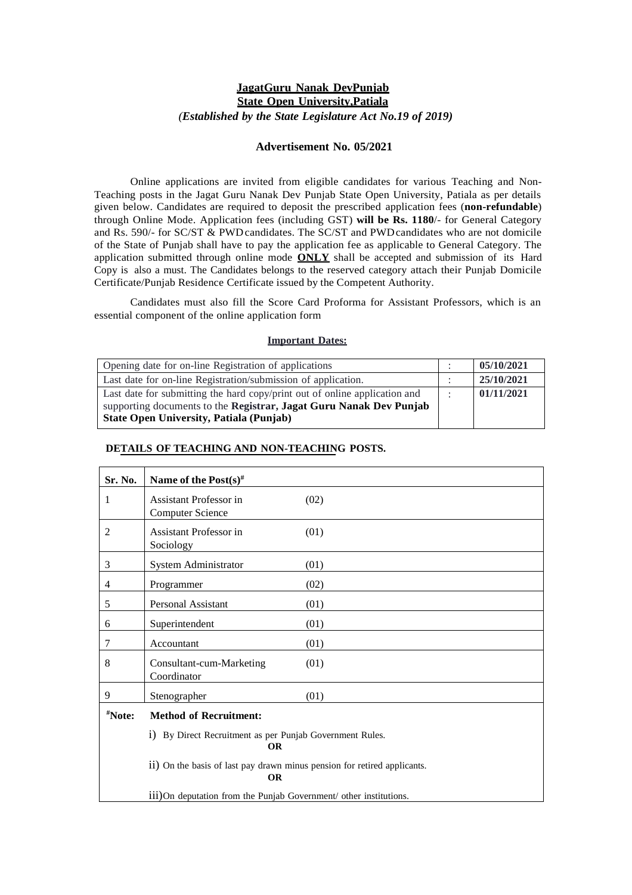# JagatGuru Nanak DevPunjab State Open University,Patiala

*(Established by the State Legislature Act No.19 of 2019)*

## Advertisement No. 05/2021

Online applications are invited from eligible candidates for various Teaching and Non-Teaching posts in the Jagat Guru Nanak Dev Punjab State Open University, Patiala as per details given below. Candidates are required to deposit the prescribed application fees (**non-refundable**) through Online Mode. Application fees (including GST) **will be Rs. 1180**/- for General Category and Rs. 590/- for SC/ST & PWD candidates. The SC/ST and PWD candidates who are not domicile of the State of Punjab shall have to pay the application fee as applicable to General Category. The application submitted through online mode **ONLY** shall be accepted and submission of its Hard Copy is also a must. The Candidates belongs to the reserved category attach their Punjab Domicile Certificate/Punjab Residence Certificate issued by the Competent Authority.

Candidates must also fill the Score Card Proforma for Assistant Professors, which is an essential component of the online application form

### Important Dates:

| | | |
|---|---|---|
| Opening date for on-line Registration of applications | : | **05/10/2021** |
| Last date for on-line Registration/submission of application. | : | **25/10/2021** |
| Last date for submitting the hard copy/print out of online application and supporting documents to the **Registrar, Jagat Guru Nanak Dev Punjab State Open University, Patiala (Punjab)** | : | **01/11/2021** |

### DETAILS OF TEACHING AND NON-TEACHING POSTS.

| Sr. No. | Name of the Post(s)# | |
|---|---|---|
| 1 | Assistant Professor in Computer Science | (02) |
| 2 | Assistant Professor in Sociology | (01) |
| 3 | System Administrator | (01) |
| 4 | Programmer | (02) |
| 5 | Personal Assistant | (01) |
| 6 | Superintendent | (01) |
| 7 | Accountant | (01) |
| 8 | Consultant-cum-Marketing Coordinator | (01) |
| 9 | Stenographer | (01) |

**#Note: Method of Recruitment:**

i) By Direct Recruitment as per Punjab Government Rules.

**OR**

ii) On the basis of last pay drawn minus pension for retired applicants.

**OR**

iii) On deputation from the Punjab Government/ other institutions.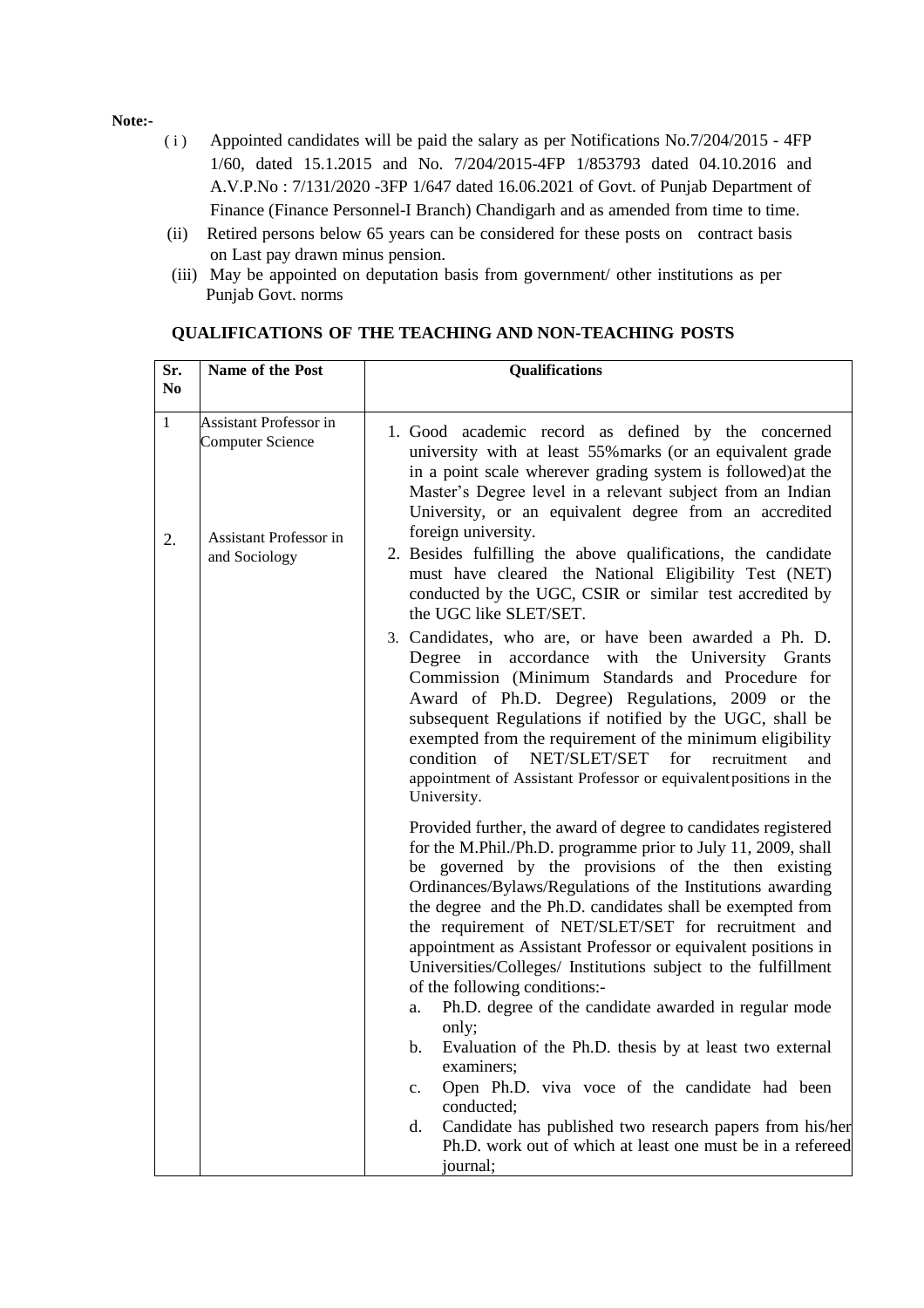**Note:-**

- (i) Appointed candidates will be paid the salary as per Notifications No.7/204/2015 - 4FP 1/60, dated 15.1.2015 and No. 7/204/2015-4FP 1/853793 dated 04.10.2016 and A.V.P.No : 7/131/2020 -3FP 1/647 dated 16.06.2021 of Govt. of Punjab Department of Finance (Finance Personnel-I Branch) Chandigarh and as amended from time to time.
- (ii) Retired persons below 65 years can be considered for these posts on contract basis on Last pay drawn minus pension.
- (iii) May be appointed on deputation basis from government/ other institutions as per Punjab Govt. norms

## QUALIFICATIONS OF THE TEACHING AND NON-TEACHING POSTS

| Sr. No | Name of the Post | Qualifications |
|---|---|---|
| 1<br><br>2. | Assistant Professor in Computer Science<br><br>Assistant Professor in and Sociology | 1. Good academic record as defined by the concerned university with at least 55%marks (or an equivalent grade in a point scale wherever grading system is followed)at the Master's Degree level in a relevant subject from an Indian University, or an equivalent degree from an accredited foreign university.<br>2. Besides fulfilling the above qualifications, the candidate must have cleared the National Eligibility Test (NET) conducted by the UGC, CSIR or similar test accredited by the UGC like SLET/SET.<br>3. Candidates, who are, or have been awarded a Ph. D. Degree in accordance with the University Grants Commission (Minimum Standards and Procedure for Award of Ph.D. Degree) Regulations, 2009 or the subsequent Regulations if notified by the UGC, shall be exempted from the requirement of the minimum eligibility condition of NET/SLET/SET for recruitment and appointment of Assistant Professor or equivalent positions in the University.<br><br>Provided further, the award of degree to candidates registered for the M.Phil./Ph.D. programme prior to July 11, 2009, shall be governed by the provisions of the then existing Ordinances/Bylaws/Regulations of the Institutions awarding the degree and the Ph.D. candidates shall be exempted from the requirement of NET/SLET/SET for recruitment and appointment as Assistant Professor or equivalent positions in Universities/Colleges/ Institutions subject to the fulfillment of the following conditions:-<br>a. Ph.D. degree of the candidate awarded in regular mode only;<br>b. Evaluation of the Ph.D. thesis by at least two external examiners;<br>c. Open Ph.D. viva voce of the candidate had been conducted;<br>d. Candidate has published two research papers from his/her Ph.D. work out of which at least one must be in a refereed journal; |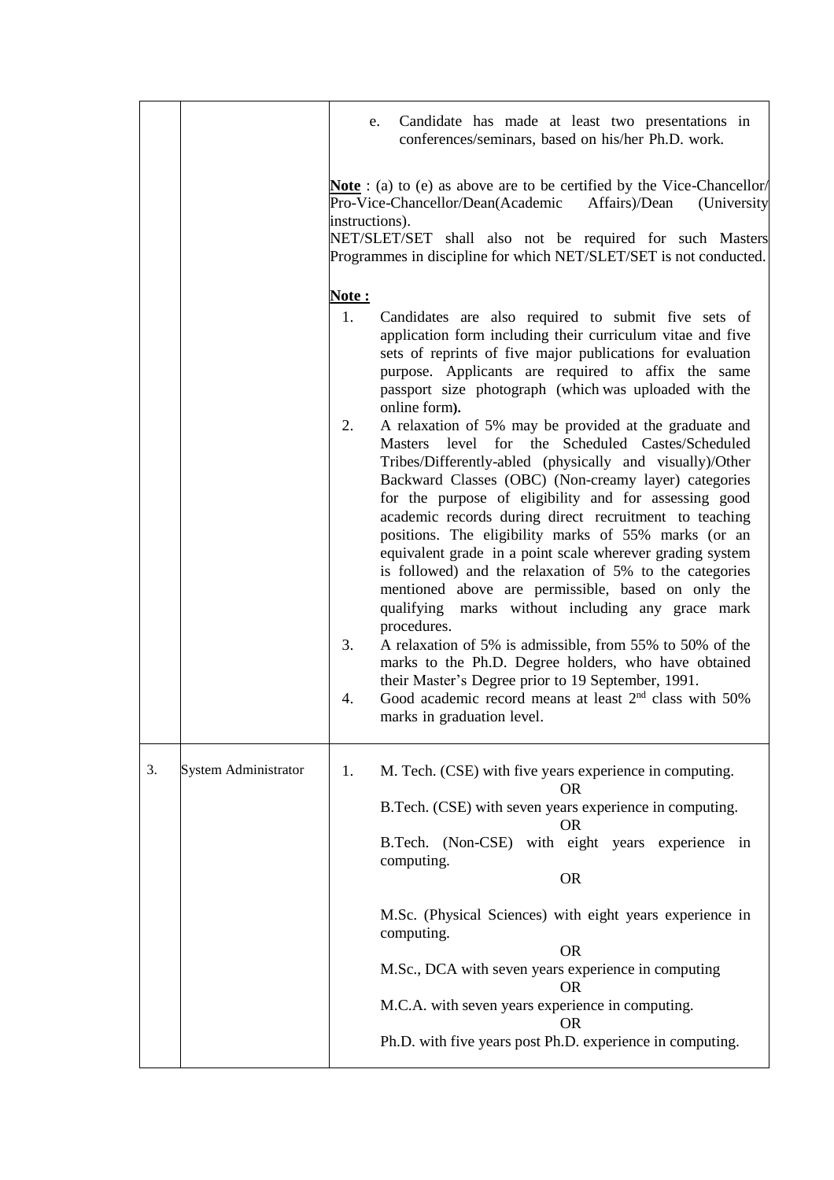| | | |
|---|---|---|
| | | e. Candidate has made at least two presentations in conferences/seminars, based on his/her Ph.D. work.<br><br>**Note** : (a) to (e) as above are to be certified by the Vice-Chancellor/ Pro-Vice-Chancellor/Dean(Academic Affairs)/Dean (University instructions).<br>NET/SLET/SET shall also not be required for such Masters Programmes in discipline for which NET/SLET/SET is not conducted.<br><br>**Note :**<br>1. Candidates are also required to submit five sets of application form including their curriculum vitae and five sets of reprints of five major publications for evaluation purpose. Applicants are required to affix the same passport size photograph (which was uploaded with the online form**).**<br>2. A relaxation of 5% may be provided at the graduate and Masters level for the Scheduled Castes/Scheduled Tribes/Differently-abled (physically and visually)/Other Backward Classes (OBC) (Non-creamy layer) categories for the purpose of eligibility and for assessing good academic records during direct recruitment to teaching positions. The eligibility marks of 55% marks (or an equivalent grade in a point scale wherever grading system is followed) and the relaxation of 5% to the categories mentioned above are permissible, based on only the qualifying marks without including any grace mark procedures.<br>3. A relaxation of 5% is admissible, from 55% to 50% of the marks to the Ph.D. Degree holders, who have obtained their Master's Degree prior to 19 September, 1991.<br>4. Good academic record means at least 2nd class with 50% marks in graduation level. |
| 3. | System Administrator | 1. M. Tech. (CSE) with five years experience in computing.<br>OR<br>B.Tech. (CSE) with seven years experience in computing.<br>OR<br>B.Tech. (Non-CSE) with eight years experience in computing.<br>OR<br>M.Sc. (Physical Sciences) with eight years experience in computing.<br>OR<br>M.Sc., DCA with seven years experience in computing<br>OR<br>M.C.A. with seven years experience in computing.<br>OR<br>Ph.D. with five years post Ph.D. experience in computing. |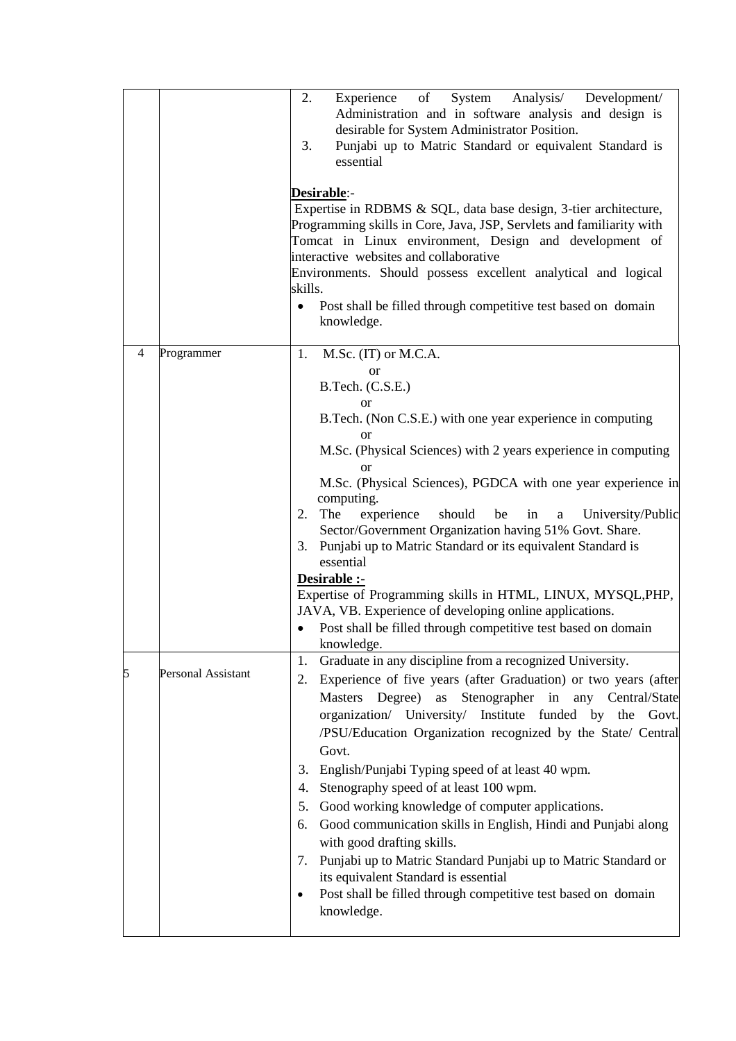| | | |
|---|---|---|
| | | 2. Experience of System Analysis/ Development/ Administration and in software analysis and design is desirable for System Administrator Position.<br>3. Punjabi up to Matric Standard or equivalent Standard is essential<br><br>**Desirable**:-<br>Expertise in RDBMS & SQL, data base design, 3-tier architecture, Programming skills in Core, Java, JSP, Servlets and familiarity with Tomcat in Linux environment, Design and development of interactive websites and collaborative<br>Environments. Should possess excellent analytical and logical skills.<br>• Post shall be filled through competitive test based on domain knowledge. |
| 4 | Programmer | 1. M.Sc. (IT) or M.C.A.<br>or<br>B.Tech. (C.S.E.)<br>or<br>B.Tech. (Non C.S.E.) with one year experience in computing<br>or<br>M.Sc. (Physical Sciences) with 2 years experience in computing<br>or<br>M.Sc. (Physical Sciences), PGDCA with one year experience in computing.<br>2. The experience should be in a University/Public Sector/Government Organization having 51% Govt. Share.<br>3. Punjabi up to Matric Standard or its equivalent Standard is essential<br>**Desirable :-**<br>Expertise of Programming skills in HTML, LINUX, MYSQL,PHP, JAVA, VB. Experience of developing online applications.<br>• Post shall be filled through competitive test based on domain knowledge. |
| 5 | Personal Assistant | 1. Graduate in any discipline from a recognized University.<br>2. Experience of five years (after Graduation) or two years (after Masters Degree) as Stenographer in any Central/State organization/ University/ Institute funded by the Govt. /PSU/Education Organization recognized by the State/ Central Govt.<br>3. English/Punjabi Typing speed of at least 40 wpm.<br>4. Stenography speed of at least 100 wpm.<br>5. Good working knowledge of computer applications.<br>6. Good communication skills in English, Hindi and Punjabi along with good drafting skills.<br>7. Punjabi up to Matric Standard Punjabi up to Matric Standard or its equivalent Standard is essential<br>• Post shall be filled through competitive test based on domain knowledge. |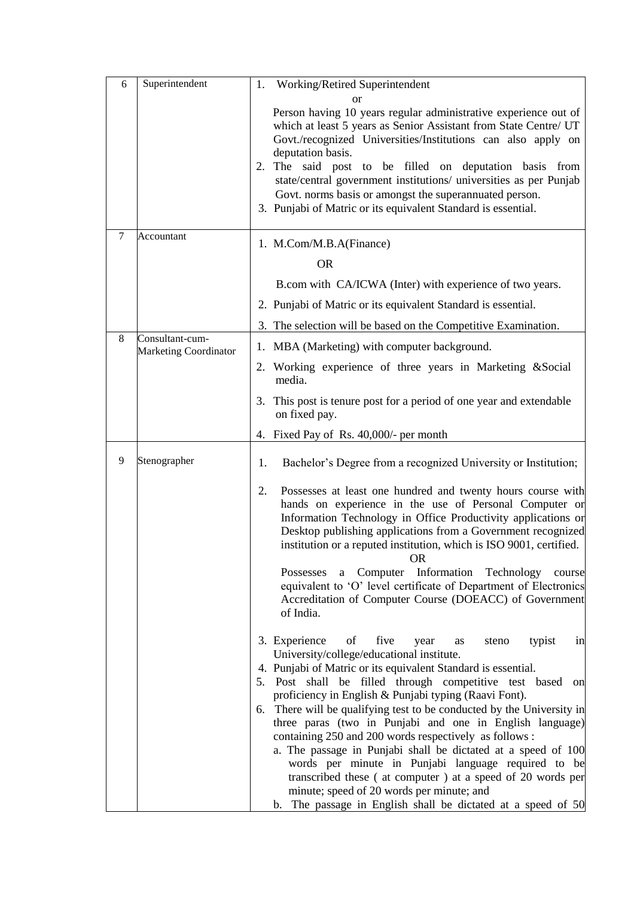| | | |
|---|---|---|
| 6 | Superintendent | 1. Working/Retired Superintendent<br>or<br>Person having 10 years regular administrative experience out of which at least 5 years as Senior Assistant from State Centre/ UT Govt./recognized Universities/Institutions can also apply on deputation basis.<br>2. The said post to be filled on deputation basis from state/central government institutions/ universities as per Punjab Govt. norms basis or amongst the superannuated person.<br>3. Punjabi of Matric or its equivalent Standard is essential. |
| 7 | Accountant | 1. M.Com/M.B.A(Finance)<br>OR<br>B.com with CA/ICWA (Inter) with experience of two years.<br>2. Punjabi of Matric or its equivalent Standard is essential.<br>3. The selection will be based on the Competitive Examination. |
| 8 | Consultant-cum-Marketing Coordinator | 1. MBA (Marketing) with computer background.<br>2. Working experience of three years in Marketing &Social media.<br>3. This post is tenure post for a period of one year and extendable on fixed pay.<br>4. Fixed Pay of Rs. 40,000/- per month |
| 9 | Stenographer | 1. Bachelor's Degree from a recognized University or Institution;<br>2. Possesses at least one hundred and twenty hours course with hands on experience in the use of Personal Computer or Information Technology in Office Productivity applications or Desktop publishing applications from a Government recognized institution or a reputed institution, which is ISO 9001, certified.<br>OR<br>Possesses a Computer Information Technology course equivalent to 'O' level certificate of Department of Electronics Accreditation of Computer Course (DOEACC) of Government of India.<br>3. Experience of five year as steno typist in University/college/educational institute.<br>4. Punjabi of Matric or its equivalent Standard is essential.<br>5. Post shall be filled through competitive test based on proficiency in English & Punjabi typing (Raavi Font).<br>6. There will be qualifying test to be conducted by the University in three paras (two in Punjabi and one in English language) containing 250 and 200 words respectively as follows :<br>a. The passage in Punjabi shall be dictated at a speed of 100 words per minute in Punjabi language required to be transcribed these ( at computer ) at a speed of 20 words per minute; speed of 20 words per minute; and<br>b. The passage in English shall be dictated at a speed of 50 |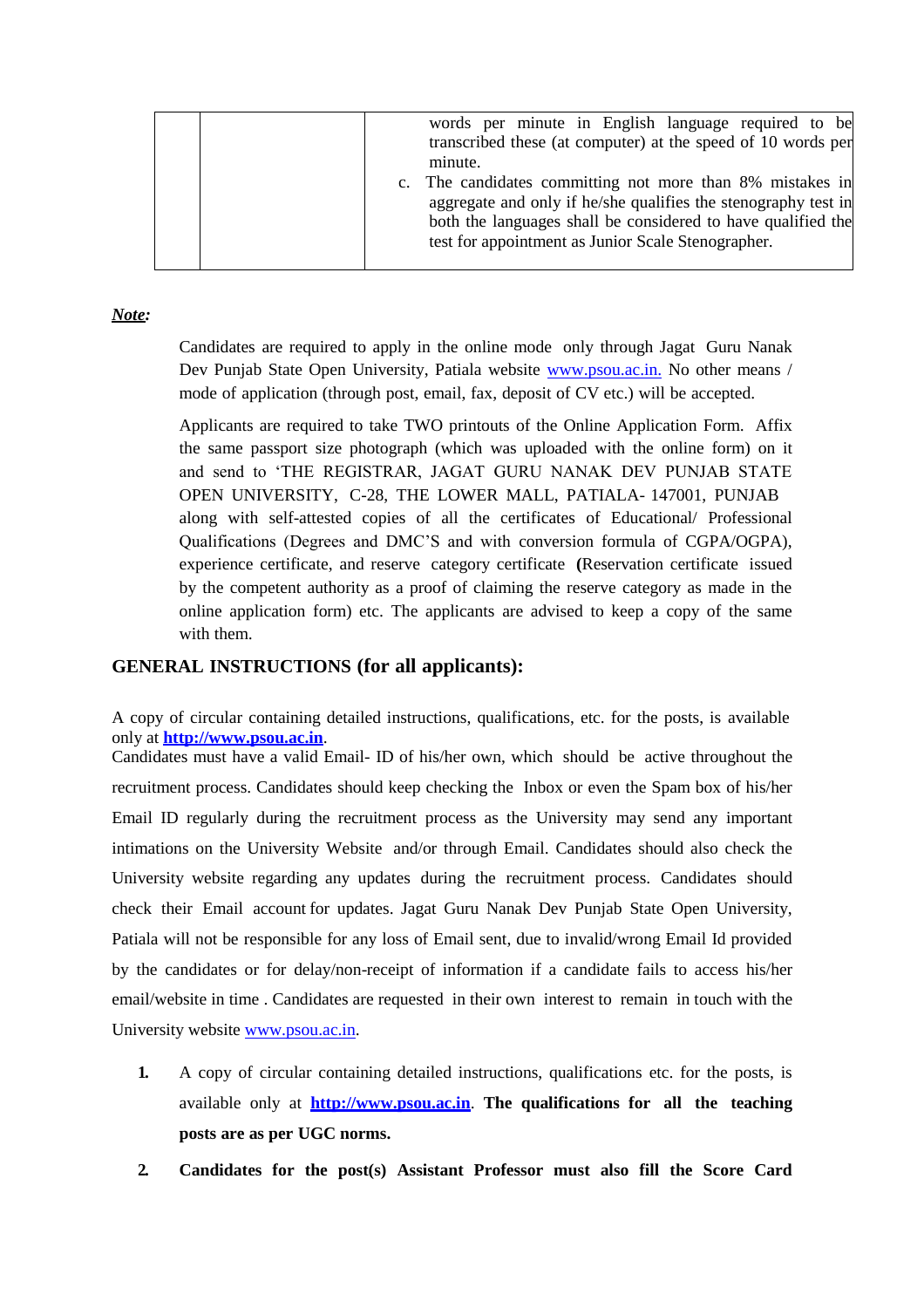| | | |
|---|---|---|
| | | words per minute in English language required to be transcribed these (at computer) at the speed of 10 words per minute.<br>c. The candidates committing not more than 8% mistakes in aggregate and only if he/she qualifies the stenography test in both the languages shall be considered to have qualified the test for appointment as Junior Scale Stenographer. |

***Note:***

Candidates are required to apply in the online mode only through Jagat Guru Nanak Dev Punjab State Open University, Patiala website www.psou.ac.in. No other means / mode of application (through post, email, fax, deposit of CV etc.) will be accepted.

Applicants are required to take TWO printouts of the Online Application Form. Affix the same passport size photograph (which was uploaded with the online form) on it and send to 'THE REGISTRAR, JAGAT GURU NANAK DEV PUNJAB STATE OPEN UNIVERSITY, C-28, THE LOWER MALL, PATIALA- 147001, PUNJAB along with self-attested copies of all the certificates of Educational/ Professional Qualifications (Degrees and DMC'S and with conversion formula of CGPA/OGPA), experience certificate, and reserve category certificate **(**Reservation certificate issued by the competent authority as a proof of claiming the reserve category as made in the online application form) etc. The applicants are advised to keep a copy of the same with them.

## GENERAL INSTRUCTIONS (for all applicants):

A copy of circular containing detailed instructions, qualifications, etc. for the posts, is available only at **http://www.psou.ac.in**.
Candidates must have a valid Email- ID of his/her own, which should be active throughout the recruitment process. Candidates should keep checking the Inbox or even the Spam box of his/her Email ID regularly during the recruitment process as the University may send any important intimations on the University Website and/or through Email. Candidates should also check the University website regarding any updates during the recruitment process. Candidates should check their Email account for updates. Jagat Guru Nanak Dev Punjab State Open University, Patiala will not be responsible for any loss of Email sent, due to invalid/wrong Email Id provided by the candidates or for delay/non-receipt of information if a candidate fails to access his/her email/website in time . Candidates are requested in their own interest to remain in touch with the University website www.psou.ac.in.

1. A copy of circular containing detailed instructions, qualifications etc. for the posts, is available only at **http://www.psou.ac.in**. **The qualifications for all the teaching posts are as per UGC norms.**
2. **Candidates for the post(s) Assistant Professor must also fill the Score Card**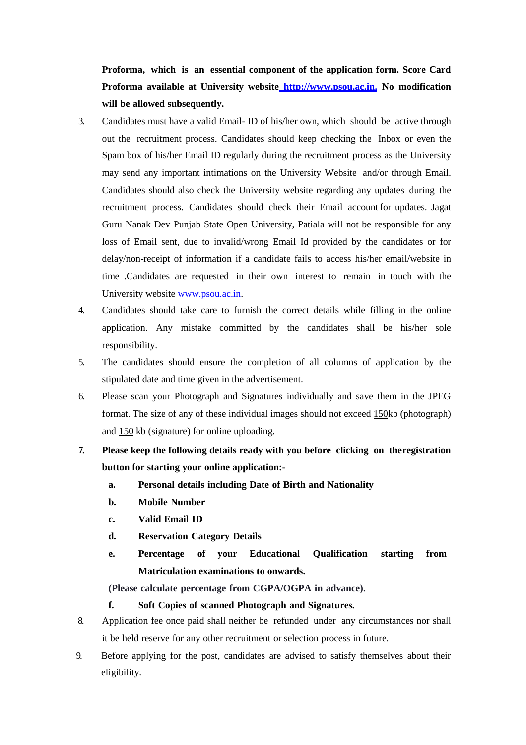**Proforma, which is an essential component of the application form. Score Card Proforma available at University website [http://www.psou.ac.in.](http://www.psou.ac.in) No modification will be allowed subsequently.**

3. Candidates must have a valid Email- ID of his/her own, which should be active through out the recruitment process. Candidates should keep checking the Inbox or even the Spam box of his/her Email ID regularly during the recruitment process as the University may send any important intimations on the University Website and/or through Email. Candidates should also check the University website regarding any updates during the recruitment process. Candidates should check their Email account for updates. Jagat Guru Nanak Dev Punjab State Open University, Patiala will not be responsible for any loss of Email sent, due to invalid/wrong Email Id provided by the candidates or for delay/non-receipt of information if a candidate fails to access his/her email/website in time .Candidates are requested in their own interest to remain in touch with the University website [www.psou.ac.in](http://www.psou.ac.in).
4. Candidates should take care to furnish the correct details while filling in the online application. Any mistake committed by the candidates shall be his/her sole responsibility.
5. The candidates should ensure the completion of all columns of application by the stipulated date and time given in the advertisement.
6. Please scan your Photograph and Signatures individually and save them in the JPEG format. The size of any of these individual images should not exceed 150kb (photograph) and 150 kb (signature) for online uploading.
7. **Please keep the following details ready with you before clicking on theregistration button for starting your online application:-**
   - **a. Personal details including Date of Birth and Nationality**
   - **b. Mobile Number**
   - **c. Valid Email ID**
   - **d. Reservation Category Details**
   - **e. Percentage of your Educational Qualification starting from Matriculation examinations to onwards.**

   **(Please calculate percentage from CGPA/OGPA in advance).**

   - **f. Soft Copies of scanned Photograph and Signatures.**
8. Application fee once paid shall neither be refunded under any circumstances nor shall it be held reserve for any other recruitment or selection process in future.
9. Before applying for the post, candidates are advised to satisfy themselves about their eligibility.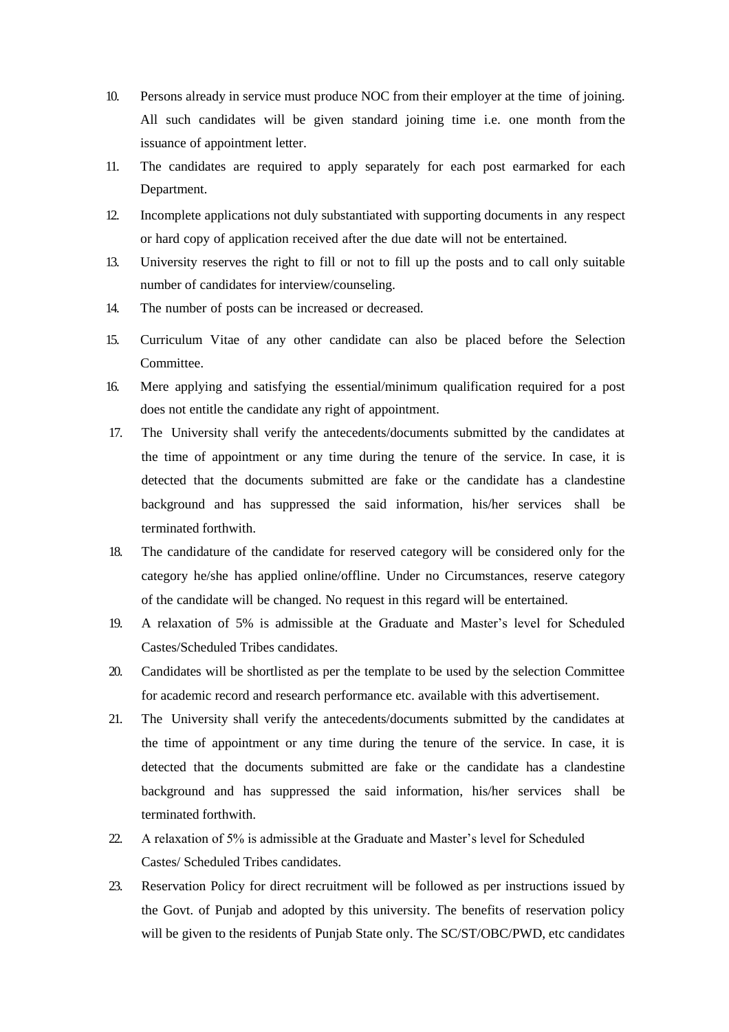10. Persons already in service must produce NOC from their employer at the time of joining. All such candidates will be given standard joining time i.e. one month from the issuance of appointment letter.
11. The candidates are required to apply separately for each post earmarked for each Department.
12. Incomplete applications not duly substantiated with supporting documents in any respect or hard copy of application received after the due date will not be entertained.
13. University reserves the right to fill or not to fill up the posts and to call only suitable number of candidates for interview/counseling.
14. The number of posts can be increased or decreased.
15. Curriculum Vitae of any other candidate can also be placed before the Selection Committee.
16. Mere applying and satisfying the essential/minimum qualification required for a post does not entitle the candidate any right of appointment.
17. The University shall verify the antecedents/documents submitted by the candidates at the time of appointment or any time during the tenure of the service. In case, it is detected that the documents submitted are fake or the candidate has a clandestine background and has suppressed the said information, his/her services shall be terminated forthwith.
18. The candidature of the candidate for reserved category will be considered only for the category he/she has applied online/offline. Under no Circumstances, reserve category of the candidate will be changed. No request in this regard will be entertained.
19. A relaxation of 5% is admissible at the Graduate and Master's level for Scheduled Castes/Scheduled Tribes candidates.
20. Candidates will be shortlisted as per the template to be used by the selection Committee for academic record and research performance etc. available with this advertisement.
21. The University shall verify the antecedents/documents submitted by the candidates at the time of appointment or any time during the tenure of the service. In case, it is detected that the documents submitted are fake or the candidate has a clandestine background and has suppressed the said information, his/her services shall be terminated forthwith.
22. A relaxation of 5% is admissible at the Graduate and Master's level for Scheduled Castes/ Scheduled Tribes candidates.
23. Reservation Policy for direct recruitment will be followed as per instructions issued by the Govt. of Punjab and adopted by this university. The benefits of reservation policy will be given to the residents of Punjab State only. The SC/ST/OBC/PWD, etc candidates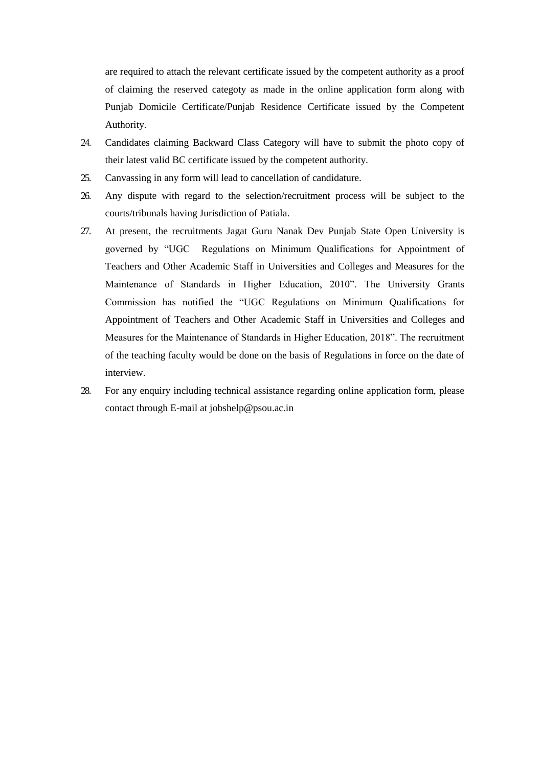are required to attach the relevant certificate issued by the competent authority as a proof of claiming the reserved categoty as made in the online application form along with Punjab Domicile Certificate/Punjab Residence Certificate issued by the Competent Authority.

24. Candidates claiming Backward Class Category will have to submit the photo copy of their latest valid BC certificate issued by the competent authority.
25. Canvassing in any form will lead to cancellation of candidature.
26. Any dispute with regard to the selection/recruitment process will be subject to the courts/tribunals having Jurisdiction of Patiala.
27. At present, the recruitments Jagat Guru Nanak Dev Punjab State Open University is governed by "UGC Regulations on Minimum Qualifications for Appointment of Teachers and Other Academic Staff in Universities and Colleges and Measures for the Maintenance of Standards in Higher Education, 2010". The University Grants Commission has notified the "UGC Regulations on Minimum Qualifications for Appointment of Teachers and Other Academic Staff in Universities and Colleges and Measures for the Maintenance of Standards in Higher Education, 2018". The recruitment of the teaching faculty would be done on the basis of Regulations in force on the date of interview.
28. For any enquiry including technical assistance regarding online application form, please contact through E-mail at jobshelp@psou.ac.in